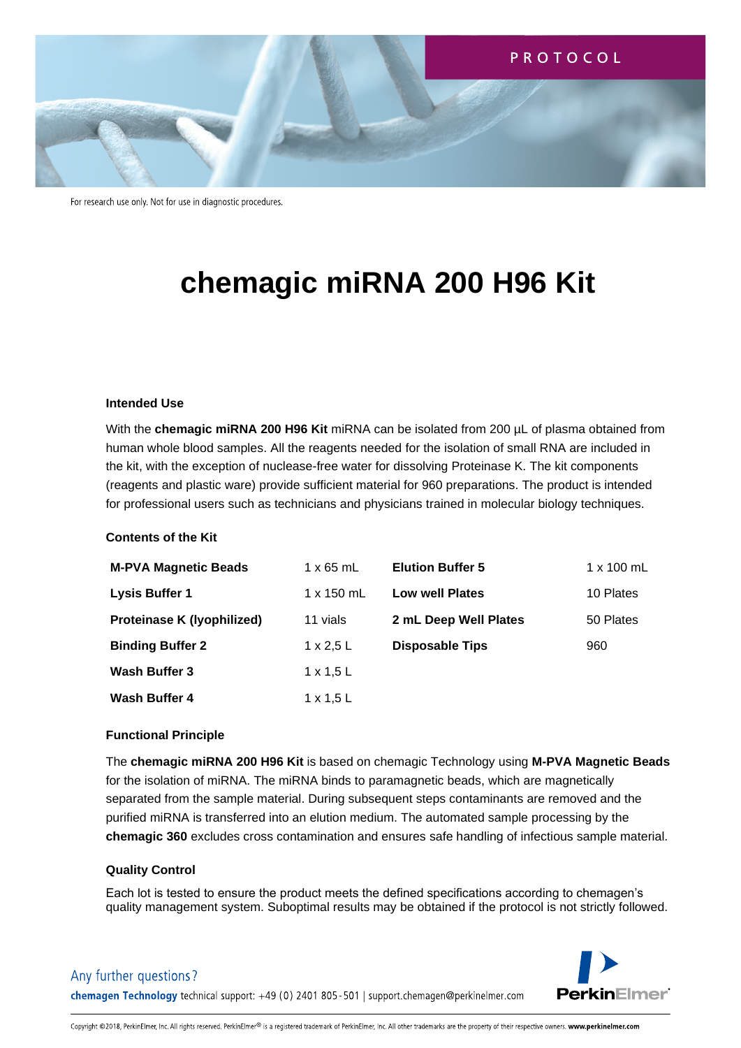PROTOCOL

For research use only. Not for use in diagnostic procedures.

# chemagic miRNA 200 H96 Kit

### Intended Use

With the **chemagic miRNA 200 H96 Kit** miRNA can be isolated from 200 µL of plasma obtained from human whole blood samples. All the reagents needed for the isolation of small RNA are included in the kit, with the exception of nuclease-free water for dissolving Proteinase K. The kit components (reagents and plastic ware) provide sufficient material for 960 preparations. The product is intended for professional users such as technicians and physicians trained in molecular biology techniques.

### Contents of the Kit

| | | | |
|---|---|---|---|
| **M-PVA Magnetic Beads** | 1 x 65 mL | **Elution Buffer 5** | 1 x 100 mL |
| **Lysis Buffer 1** | 1 x 150 mL | **Low well Plates** | 10 Plates |
| **Proteinase K (lyophilized)** | 11 vials | **2 mL Deep Well Plates** | 50 Plates |
| **Binding Buffer 2** | 1 x 2,5 L | **Disposable Tips** | 960 |
| **Wash Buffer 3** | 1 x 1,5 L | | |
| **Wash Buffer 4** | 1 x 1,5 L | | |

### Functional Principle

The **chemagic miRNA 200 H96 Kit** is based on chemagic Technology using **M-PVA Magnetic Beads** for the isolation of miRNA. The miRNA binds to paramagnetic beads, which are magnetically separated from the sample material. During subsequent steps contaminants are removed and the purified miRNA is transferred into an elution medium. The automated sample processing by the **chemagic 360** excludes cross contamination and ensures safe handling of infectious sample material.

### Quality Control

Each lot is tested to ensure the product meets the defined specifications according to chemagen's quality management system. Suboptimal results may be obtained if the protocol is not strictly followed.

Any further questions?

**chemagen Technology** technical support: +49 (0) 2401 805-501 | support.chemagen@perkinelmer.com

PerkinElmer

Copyright ©2018, PerkinElmer, Inc. All rights reserved. PerkinElmer® is a registered trademark of PerkinElmer, Inc. All other trademarks are the property of their respective owners. **www.perkinelmer.com**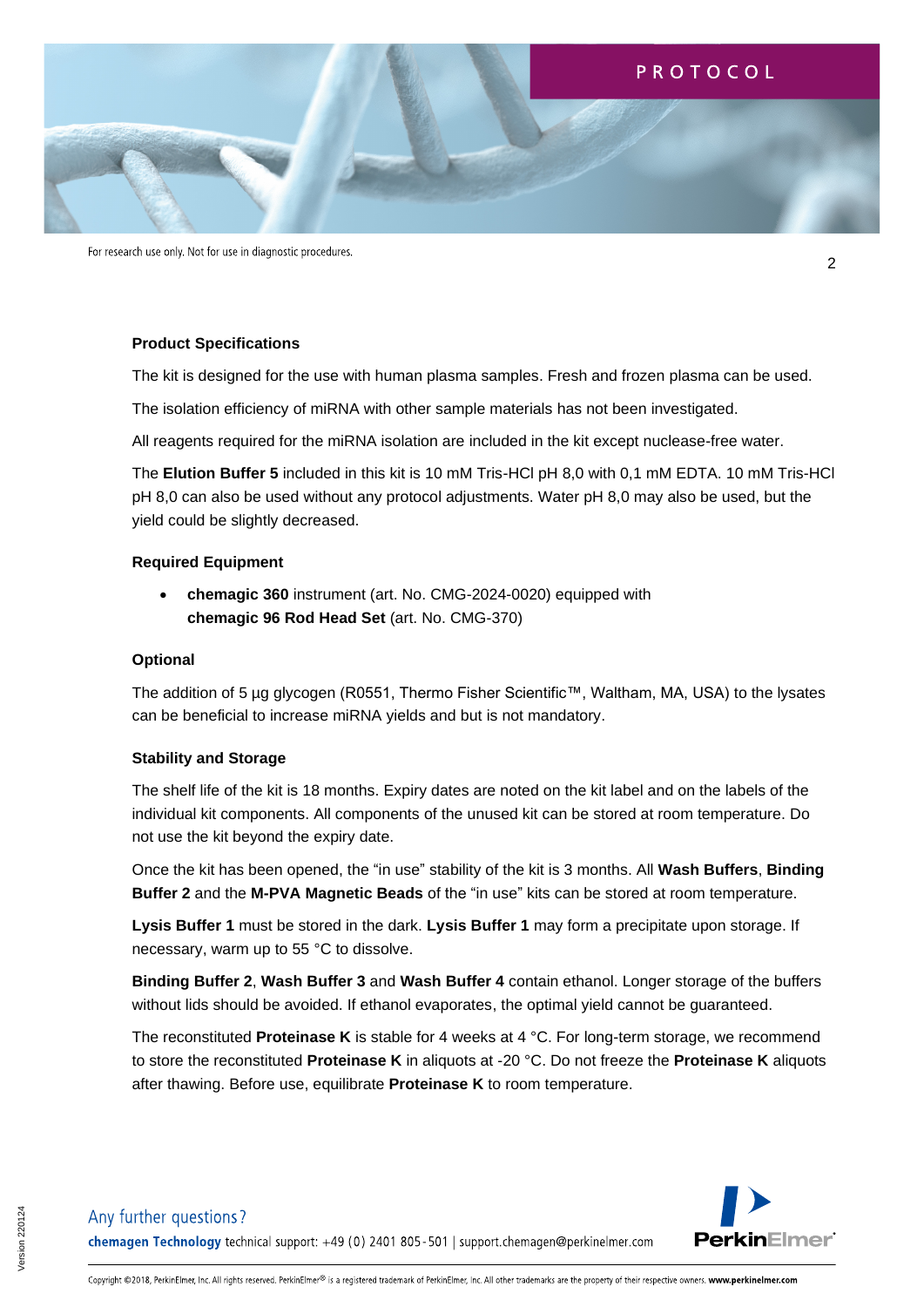## Product Specifications

The kit is designed for the use with human plasma samples. Fresh and frozen plasma can be used.

The isolation efficiency of miRNA with other sample materials has not been investigated.

All reagents required for the miRNA isolation are included in the kit except nuclease-free water.

The **Elution Buffer 5** included in this kit is 10 mM Tris-HCl pH 8,0 with 0,1 mM EDTA. 10 mM Tris-HCl pH 8,0 can also be used without any protocol adjustments. Water pH 8,0 may also be used, but the yield could be slightly decreased.

## Required Equipment

- **chemagic 360** instrument (art. No. CMG-2024-0020) equipped with **chemagic 96 Rod Head Set** (art. No. CMG-370)

## Optional

The addition of 5 µg glycogen (R0551, Thermo Fisher Scientific™, Waltham, MA, USA) to the lysates can be beneficial to increase miRNA yields and but is not mandatory.

## Stability and Storage

The shelf life of the kit is 18 months. Expiry dates are noted on the kit label and on the labels of the individual kit components. All components of the unused kit can be stored at room temperature. Do not use the kit beyond the expiry date.

Once the kit has been opened, the "in use" stability of the kit is 3 months. All **Wash Buffers**, **Binding Buffer 2** and the **M-PVA Magnetic Beads** of the "in use" kits can be stored at room temperature.

**Lysis Buffer 1** must be stored in the dark. **Lysis Buffer 1** may form a precipitate upon storage. If necessary, warm up to 55 °C to dissolve.

**Binding Buffer 2**, **Wash Buffer 3** and **Wash Buffer 4** contain ethanol. Longer storage of the buffers without lids should be avoided. If ethanol evaporates, the optimal yield cannot be guaranteed.

The reconstituted **Proteinase K** is stable for 4 weeks at 4 °C. For long-term storage, we recommend to store the reconstituted **Proteinase K** in aliquots at -20 °C. Do not freeze the **Proteinase K** aliquots after thawing. Before use, equilibrate **Proteinase K** to room temperature.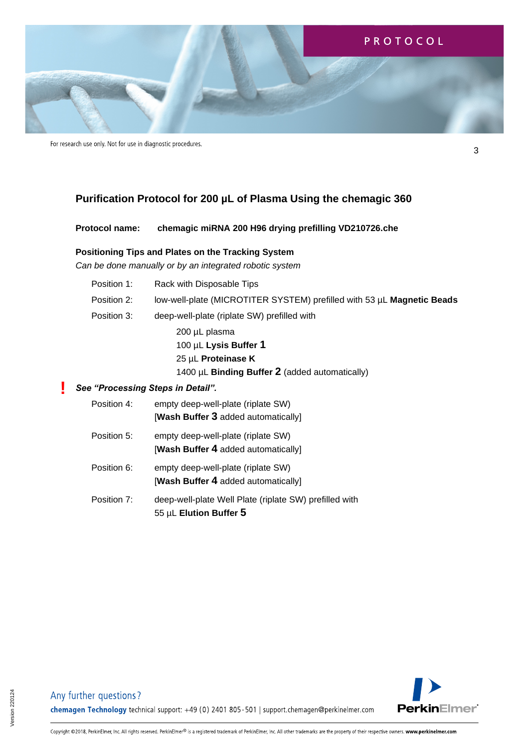For research use only. Not for use in diagnostic procedures.

## Purification Protocol for 200 µL of Plasma Using the chemagic 360

**Protocol name:** **chemagic miRNA 200 H96 drying prefilling VD210726.che**

**Positioning Tips and Plates on the Tracking System**

*Can be done manually or by an integrated robotic system*

| | |
|---|---|
| Position 1: | Rack with Disposable Tips |
| Position 2: | low-well-plate (MICROTITER SYSTEM) prefilled with 53 µL **Magnetic Beads** |
| Position 3: | deep-well-plate (riplate SW) prefilled with<br>200 µL plasma<br>100 µL **Lysis Buffer 1**<br>25 µL **Proteinase K**<br>1400 µL **Binding Buffer 2** (added automatically) |

**!** ***See "Processing Steps in Detail".***

| | |
|---|---|
| Position 4: | empty deep-well-plate (riplate SW)<br>[**Wash Buffer 3** added automatically] |
| Position 5: | empty deep-well-plate (riplate SW)<br>[**Wash Buffer 4** added automatically] |
| Position 6: | empty deep-well-plate (riplate SW)<br>[**Wash Buffer 4** added automatically] |
| Position 7: | deep-well-plate Well Plate (riplate SW) prefilled with<br>55 µL **Elution Buffer 5** |

Any further questions?

**chemagen Technology** technical support: +49 (0) 2401 805-501 | support.chemagen@perkinelmer.com

Version 220124

Copyright ©2018, PerkinElmer, Inc. All rights reserved. PerkinElmer® is a registered trademark of PerkinElmer, Inc. All other trademarks are the property of their respective owners. **www.perkinelmer.com**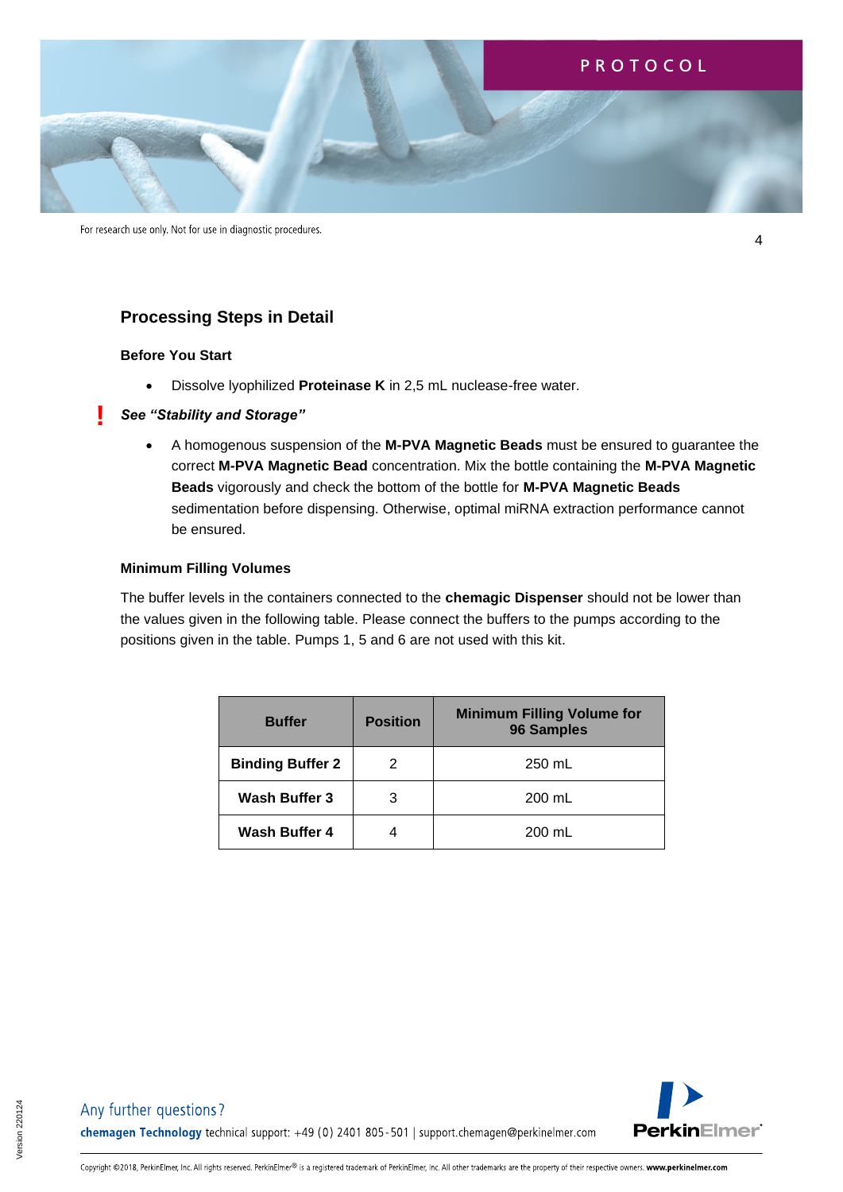## Processing Steps in Detail

### Before You Start

- Dissolve lyophilized **Proteinase K** in 2,5 mL nuclease-free water.

**!** ***See "Stability and Storage"***

- A homogenous suspension of the **M-PVA Magnetic Beads** must be ensured to guarantee the correct **M-PVA Magnetic Bead** concentration. Mix the bottle containing the **M-PVA Magnetic Beads** vigorously and check the bottom of the bottle for **M-PVA Magnetic Beads** sedimentation before dispensing. Otherwise, optimal miRNA extraction performance cannot be ensured.

### Minimum Filling Volumes

The buffer levels in the containers connected to the **chemagic Dispenser** should not be lower than the values given in the following table. Please connect the buffers to the pumps according to the positions given in the table. Pumps 1, 5 and 6 are not used with this kit.

| Buffer | Position | Minimum Filling Volume for 96 Samples |
|---|---|---|
| **Binding Buffer 2** | 2 | 250 mL |
| **Wash Buffer 3** | 3 | 200 mL |
| **Wash Buffer 4** | 4 | 200 mL |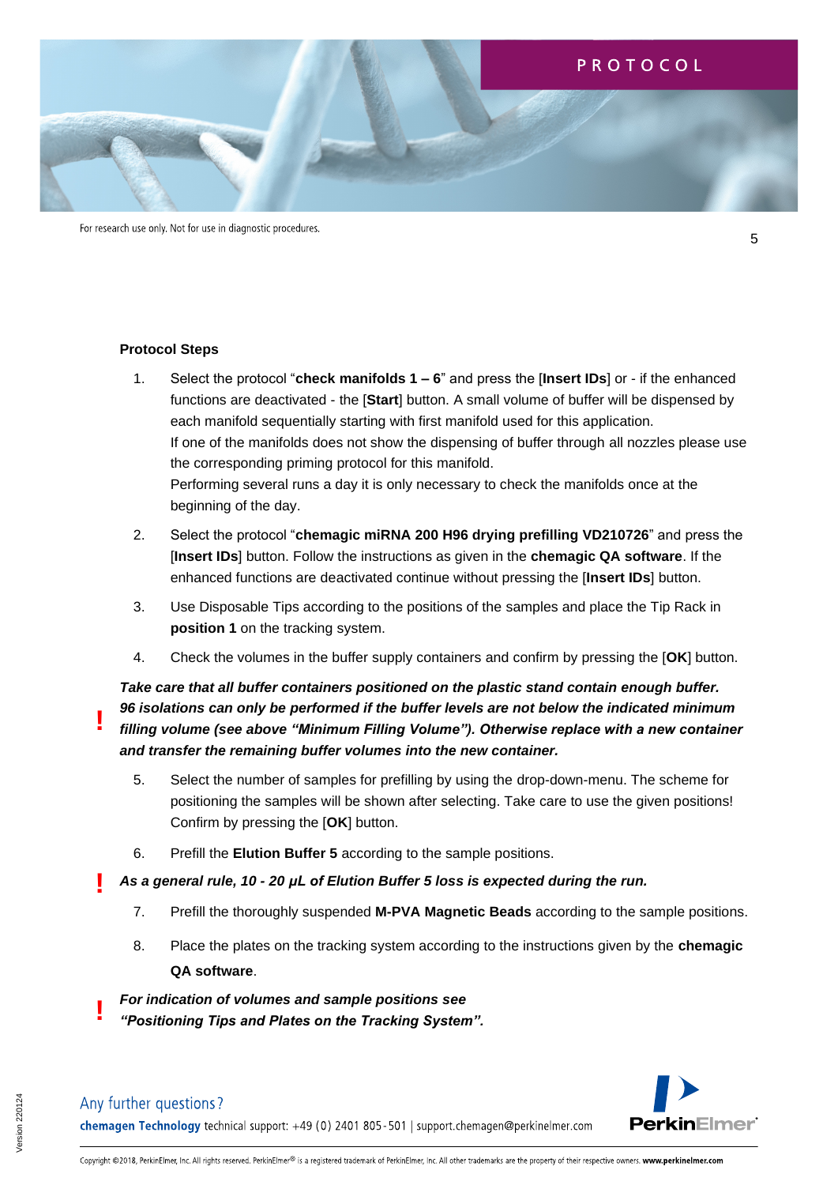### Protocol Steps

1. Select the protocol "**check manifolds 1 – 6**" and press the [**Insert IDs**] or - if the enhanced functions are deactivated - the [**Start**] button. A small volume of buffer will be dispensed by each manifold sequentially starting with first manifold used for this application.
   If one of the manifolds does not show the dispensing of buffer through all nozzles please use the corresponding priming protocol for this manifold.
   Performing several runs a day it is only necessary to check the manifolds once at the beginning of the day.
2. Select the protocol "**chemagic miRNA 200 H96 drying prefilling VD210726**" and press the [**Insert IDs**] button. Follow the instructions as given in the **chemagic QA software**. If the enhanced functions are deactivated continue without pressing the [**Insert IDs**] button.
3. Use Disposable Tips according to the positions of the samples and place the Tip Rack in **position 1** on the tracking system.
4. Check the volumes in the buffer supply containers and confirm by pressing the [**OK**] button.

**!** ***Take care that all buffer containers positioned on the plastic stand contain enough buffer. 96 isolations can only be performed if the buffer levels are not below the indicated minimum filling volume (see above "Minimum Filling Volume"). Otherwise replace with a new container and transfer the remaining buffer volumes into the new container.***

5. Select the number of samples for prefilling by using the drop-down-menu. The scheme for positioning the samples will be shown after selecting. Take care to use the given positions! Confirm by pressing the [**OK**] button.
6. Prefill the **Elution Buffer 5** according to the sample positions.

**!** ***As a general rule, 10 - 20 µL of Elution Buffer 5 loss is expected during the run.***

7. Prefill the thoroughly suspended **M-PVA Magnetic Beads** according to the sample positions.
8. Place the plates on the tracking system according to the instructions given by the **chemagic QA software**.

**!** ***For indication of volumes and sample positions see "Positioning Tips and Plates on the Tracking System".***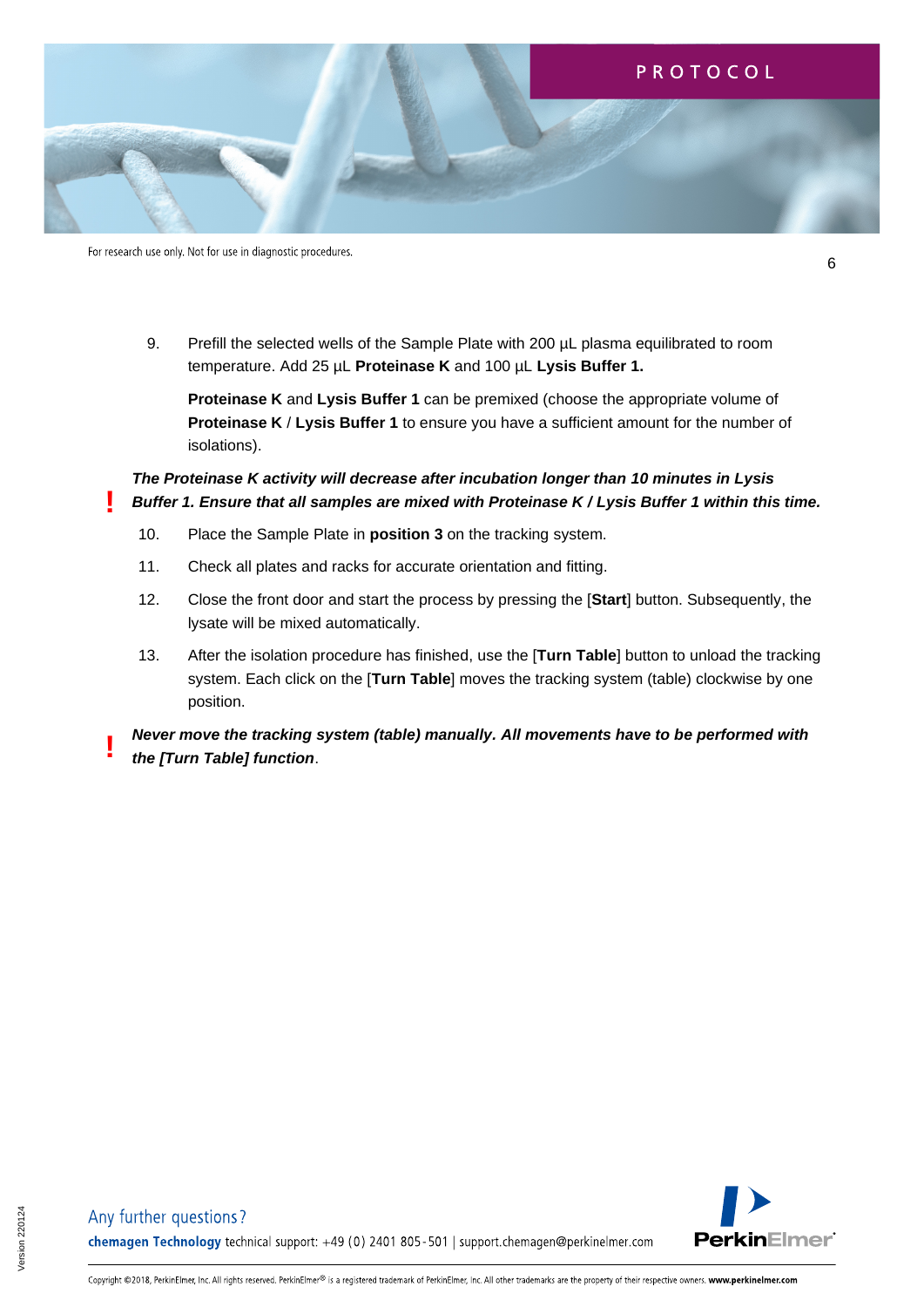9. Prefill the selected wells of the Sample Plate with 200 µL plasma equilibrated to room temperature. Add 25 µL **Proteinase K** and 100 µL **Lysis Buffer 1.**

   **Proteinase K** and **Lysis Buffer 1** can be premixed (choose the appropriate volume of **Proteinase K** / **Lysis Buffer 1** to ensure you have a sufficient amount for the number of isolations).

**!** ***The Proteinase K activity will decrease after incubation longer than 10 minutes in Lysis Buffer 1. Ensure that all samples are mixed with Proteinase K / Lysis Buffer 1 within this time.***

10. Place the Sample Plate in **position 3** on the tracking system.
11. Check all plates and racks for accurate orientation and fitting.
12. Close the front door and start the process by pressing the [**Start**] button. Subsequently, the lysate will be mixed automatically.
13. After the isolation procedure has finished, use the [**Turn Table**] button to unload the tracking system. Each click on the [**Turn Table**] moves the tracking system (table) clockwise by one position.

**!** ***Never move the tracking system (table) manually. All movements have to be performed with the [Turn Table] function***.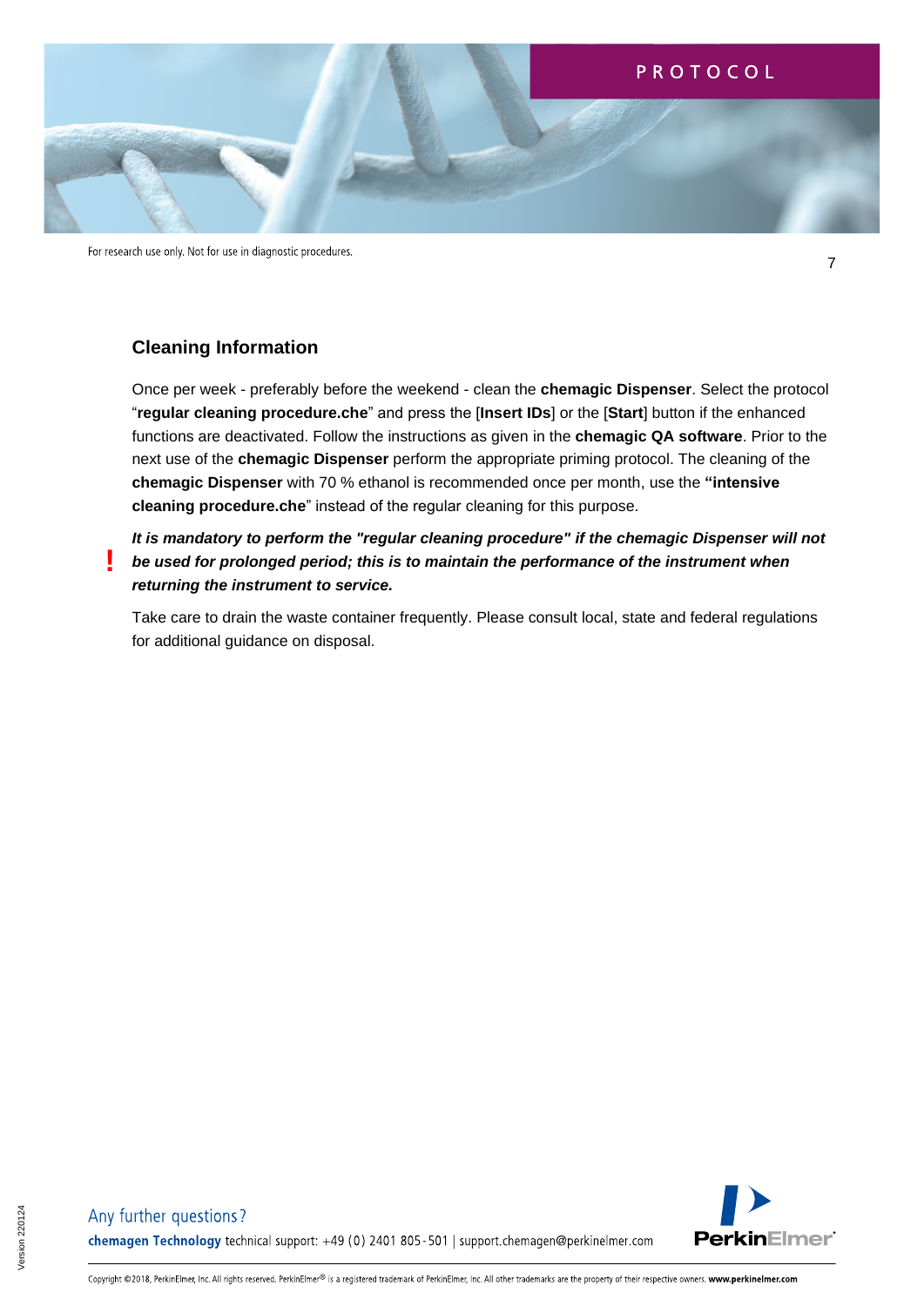## Cleaning Information

Once per week - preferably before the weekend - clean the **chemagic Dispenser**. Select the protocol "**regular cleaning procedure.che**" and press the [**Insert IDs**] or the [**Start**] button if the enhanced functions are deactivated. Follow the instructions as given in the **chemagic QA software**. Prior to the next use of the **chemagic Dispenser** perform the appropriate priming protocol. The cleaning of the **chemagic Dispenser** with 70 % ethanol is recommended once per month, use the **"intensive cleaning procedure.che**" instead of the regular cleaning for this purpose.

**!** ***It is mandatory to perform the "regular cleaning procedure" if the chemagic Dispenser will not be used for prolonged period; this is to maintain the performance of the instrument when returning the instrument to service.***

Take care to drain the waste container frequently. Please consult local, state and federal regulations for additional guidance on disposal.